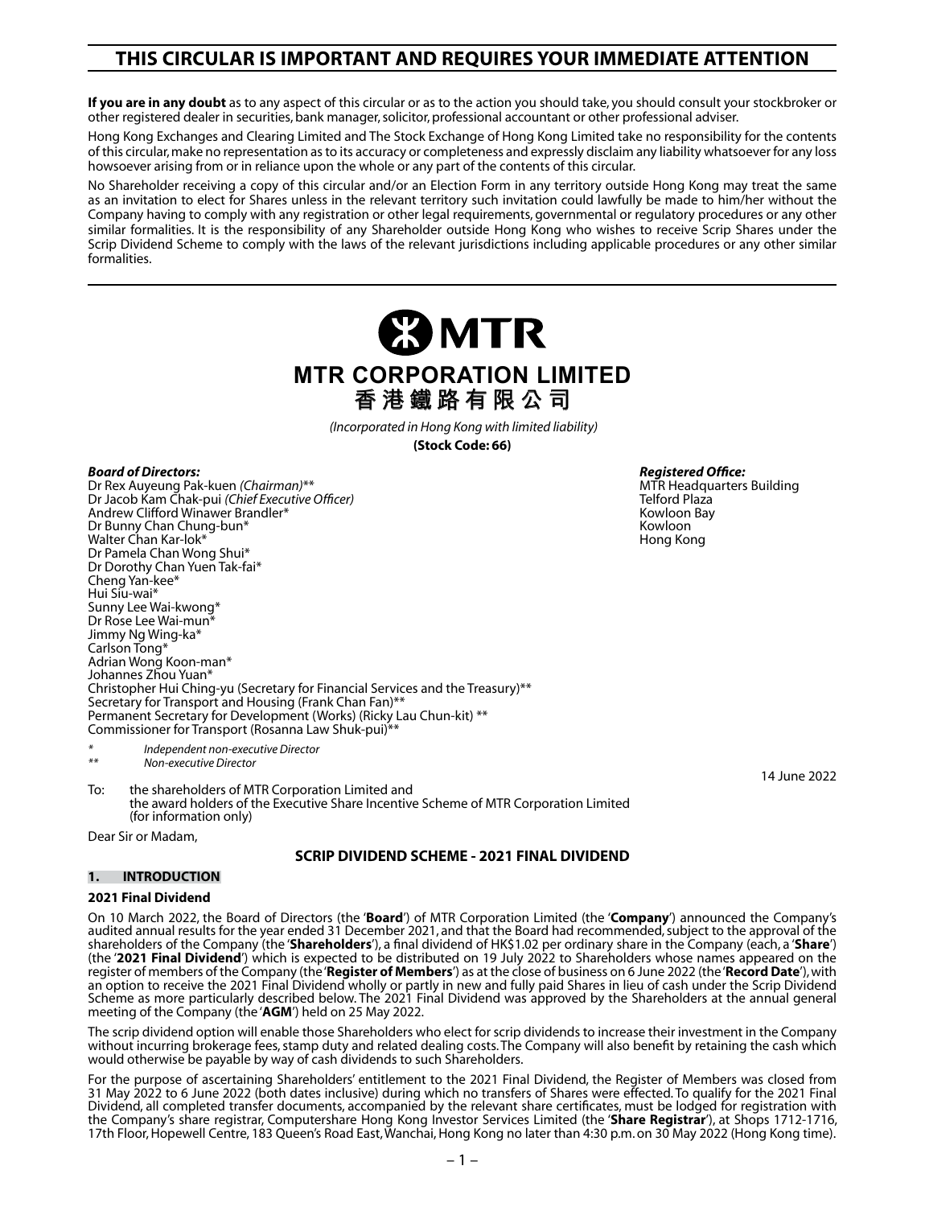# THIS CIRCULAR IS IMPORTANT AND REQUIRES YOUR IMMEDIATE ATTENTION

**If you are in any doubt** as to any aspect of this circular or as to the action you should take, you should consult your stockbroker or other registered dealer in securities, bank manager, solicitor, professional accountant or other professional adviser.

Hong Kong Exchanges and Clearing Limited and The Stock Exchange of Hong Kong Limited take no responsibility for the contents of this circular, make no representation as to its accuracy or completeness and expressly disclaim any liability whatsoever for any loss howsoever arising from or in reliance upon the whole or any part of the contents of this circular.

No Shareholder receiving a copy of this circular and/or an Election Form in any territory outside Hong Kong may treat the same as an invitation to elect for Shares unless in the relevant territory such invitation could lawfully be made to him/her without the Company having to comply with any registration or other legal requirements, governmental or regulatory procedures or any other similar formalities. It is the responsibility of any Shareholder outside Hong Kong who wishes to receive Scrip Shares under the Scrip Dividend Scheme to comply with the laws of the relevant jurisdictions including applicable procedures or any other similar formalities.

MTR

**MTR CORPORATION LIMITED**
**香港鐵路有限公司**

*(Incorporated in Hong Kong with limited liability)*

**(Stock Code: 66)**

***Board of Directors:***
Dr Rex Auyeung Pak-kuen *(Chairman)*\*\*
Dr Jacob Kam Chak-pui *(Chief Executive Officer)*
Andrew Clifford Winawer Brandler*
Dr Bunny Chan Chung-bun*
Walter Chan Kar-lok*
Dr Pamela Chan Wong Shui*
Dr Dorothy Chan Yuen Tak-fai*
Cheng Yan-kee*
Hui Siu-wai*
Sunny Lee Wai-kwong*
Dr Rose Lee Wai-mun*
Jimmy Ng Wing-ka*
Carlson Tong*
Adrian Wong Koon-man*
Johannes Zhou Yuan*
Christopher Hui Ching-yu (Secretary for Financial Services and the Treasury)**
Secretary for Transport and Housing (Frank Chan Fan)**
Permanent Secretary for Development (Works) (Ricky Lau Chun-kit) **
Commissioner for Transport (Rosanna Law Shuk-pui)**

\* *Independent non-executive Director*
\*\* *Non-executive Director*

***Registered Office:***
MTR Headquarters Building
Telford Plaza
Kowloon Bay
Kowloon
Hong Kong

14 June 2022

To: the shareholders of MTR Corporation Limited and
the award holders of the Executive Share Incentive Scheme of MTR Corporation Limited
(for information only)

Dear Sir or Madam,

## SCRIP DIVIDEND SCHEME - 2021 FINAL DIVIDEND

### 1. INTRODUCTION

**2021 Final Dividend**

On 10 March 2022, the Board of Directors (the '**Board**') of MTR Corporation Limited (the '**Company**') announced the Company's audited annual results for the year ended 31 December 2021, and that the Board had recommended, subject to the approval of the shareholders of the Company (the '**Shareholders**'), a final dividend of HK$1.02 per ordinary share in the Company (each, a '**Share**') (the '**2021 Final Dividend**') which is expected to be distributed on 19 July 2022 to Shareholders whose names appeared on the register of members of the Company (the '**Register of Members**') as at the close of business on 6 June 2022 (the '**Record Date**'), with an option to receive the 2021 Final Dividend wholly or partly in new and fully paid Shares in lieu of cash under the Scrip Dividend Scheme as more particularly described below. The 2021 Final Dividend was approved by the Shareholders at the annual general meeting of the Company (the '**AGM**') held on 25 May 2022.

The scrip dividend option will enable those Shareholders who elect for scrip dividends to increase their investment in the Company without incurring brokerage fees, stamp duty and related dealing costs. The Company will also benefit by retaining the cash which would otherwise be payable by way of cash dividends to such Shareholders.

For the purpose of ascertaining Shareholders' entitlement to the 2021 Final Dividend, the Register of Members was closed from 31 May 2022 to 6 June 2022 (both dates inclusive) during which no transfers of Shares were effected. To qualify for the 2021 Final Dividend, all completed transfer documents, accompanied by the relevant share certificates, must be lodged for registration with the Company's share registrar, Computershare Hong Kong Investor Services Limited (the '**Share Registrar**'), at Shops 1712-1716, 17th Floor, Hopewell Centre, 183 Queen's Road East, Wanchai, Hong Kong no later than 4:30 p.m. on 30 May 2022 (Hong Kong time).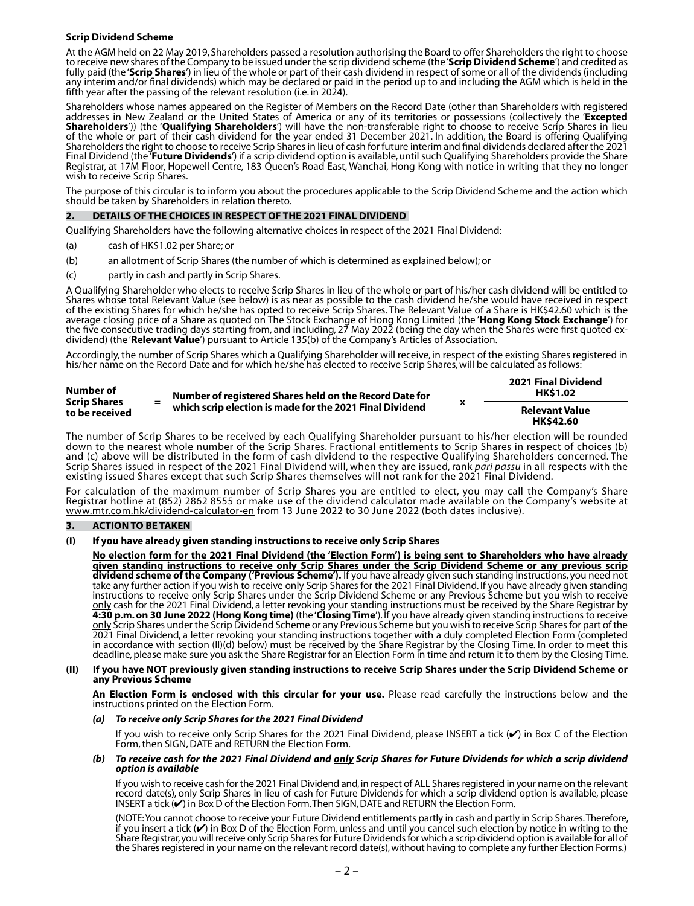**Scrip Dividend Scheme**

At the AGM held on 22 May 2019, Shareholders passed a resolution authorising the Board to offer Shareholders the right to choose to receive new shares of the Company to be issued under the scrip dividend scheme (the '**Scrip Dividend Scheme**') and credited as fully paid (the '**Scrip Shares**') in lieu of the whole or part of their cash dividend in respect of some or all of the dividends (including any interim and/or final dividends) which may be declared or paid in the period up to and including the AGM which is held in the fifth year after the passing of the relevant resolution (i.e. in 2024).

Shareholders whose names appeared on the Register of Members on the Record Date (other than Shareholders with registered addresses in New Zealand or the United States of America or any of its territories or possessions (collectively the '**Excepted Shareholders**')) (the '**Qualifying Shareholders**') will have the non-transferable right to choose to receive Scrip Shares in lieu of the whole or part of their cash dividend for the year ended 31 December 2021. In addition, the Board is offering Qualifying Shareholders the right to choose to receive Scrip Shares in lieu of cash for future interim and final dividends declared after the 2021 Final Dividend (the '**Future Dividends**') if a scrip dividend option is available, until such Qualifying Shareholders provide the Share Registrar, at 17M Floor, Hopewell Centre, 183 Queen's Road East, Wanchai, Hong Kong with notice in writing that they no longer wish to receive Scrip Shares.

The purpose of this circular is to inform you about the procedures applicable to the Scrip Dividend Scheme and the action which should be taken by Shareholders in relation thereto.

## 2. DETAILS OF THE CHOICES IN RESPECT OF THE 2021 FINAL DIVIDEND

Qualifying Shareholders have the following alternative choices in respect of the 2021 Final Dividend:

(a) cash of HK$1.02 per Share; or

(b) an allotment of Scrip Shares (the number of which is determined as explained below); or

(c) partly in cash and partly in Scrip Shares.

A Qualifying Shareholder who elects to receive Scrip Shares in lieu of the whole or part of his/her cash dividend will be entitled to Shares whose total Relevant Value (see below) is as near as possible to the cash dividend he/she would have received in respect of the existing Shares for which he/she has opted to receive Scrip Shares. The Relevant Value of a Share is HK$42.60 which is the average closing price of a Share as quoted on The Stock Exchange of Hong Kong Limited (the '**Hong Kong Stock Exchange**') for the five consecutive trading days starting from, and including, 27 May 2022 (being the day when the Shares were first quoted ex-dividend) (the '**Relevant Value**') pursuant to Article 135(b) of the Company's Articles of Association.

Accordingly, the number of Scrip Shares which a Qualifying Shareholder will receive, in respect of the existing Shares registered in his/her name on the Record Date and for which he/she has elected to receive Scrip Shares, will be calculated as follows:

$$\text{Number of Scrip Shares to be received} = \text{Number of registered Shares held on the Record Date for which scrip election is made for the 2021 Final Dividend} \times \frac{\text{2021 Final Dividend HK\$1.02}}{\text{Relevant Value HK\$42.60}}$$

The number of Scrip Shares to be received by each Qualifying Shareholder pursuant to his/her election will be rounded down to the nearest whole number of the Scrip Shares. Fractional entitlements to Scrip Shares in respect of choices (b) and (c) above will be distributed in the form of cash dividend to the respective Qualifying Shareholders concerned. The Scrip Shares issued in respect of the 2021 Final Dividend will, when they are issued, rank *pari passu* in all respects with the existing issued Shares except that such Scrip Shares themselves will not rank for the 2021 Final Dividend.

For calculation of the maximum number of Scrip Shares you are entitled to elect, you may call the Company's Share Registrar hotline at (852) 2862 8555 or make use of the dividend calculator made available on the Company's website at www.mtr.com.hk/dividend-calculator-en from 13 June 2022 to 30 June 2022 (both dates inclusive).

## 3. ACTION TO BE TAKEN

### (I) If you have already given standing instructions to receive only Scrip Shares

**No election form for the 2021 Final Dividend (the 'Election Form') is being sent to Shareholders who have already given standing instructions to receive only Scrip Shares under the Scrip Dividend Scheme or any previous scrip dividend scheme of the Company ('Previous Scheme').** If you have already given such standing instructions, you need not take any further action if you wish to receive only Scrip Shares for the 2021 Final Dividend. If you have already given standing instructions to receive only Scrip Shares under the Scrip Dividend Scheme or any Previous Scheme but you wish to receive only cash for the 2021 Final Dividend, a letter revoking your standing instructions must be received by the Share Registrar by **4:30 p.m. on 30 June 2022 (Hong Kong time)** (the '**Closing Time**'). If you have already given standing instructions to receive only Scrip Shares under the Scrip Dividend Scheme or any Previous Scheme but you wish to receive Scrip Shares for part of the 2021 Final Dividend, a letter revoking your standing instructions together with a duly completed Election Form (completed in accordance with section (II)(d) below) must be received by the Share Registrar by the Closing Time. In order to meet this deadline, please make sure you ask the Share Registrar for an Election Form in time and return it to them by the Closing Time.

### (II) If you have NOT previously given standing instructions to receive Scrip Shares under the Scrip Dividend Scheme or any Previous Scheme

**An Election Form is enclosed with this circular for your use.** Please read carefully the instructions below and the instructions printed on the Election Form.

***(a) To receive only Scrip Shares for the 2021 Final Dividend***

If you wish to receive only Scrip Shares for the 2021 Final Dividend, please INSERT a tick (✔) in Box C of the Election Form, then SIGN, DATE and RETURN the Election Form.

***(b) To receive cash for the 2021 Final Dividend and only Scrip Shares for Future Dividends for which a scrip dividend option is available***

If you wish to receive cash for the 2021 Final Dividend and, in respect of ALL Shares registered in your name on the relevant record date(s), only Scrip Shares in lieu of cash for Future Dividends for which a scrip dividend option is available, please INSERT a tick (✔) in Box D of the Election Form. Then SIGN, DATE and RETURN the Election Form.

(NOTE: You cannot choose to receive your Future Dividend entitlements partly in cash and partly in Scrip Shares. Therefore, if you insert a tick (✔) in Box D of the Election Form, unless and until you cancel such election by notice in writing to the Share Registrar, you will receive only Scrip Shares for Future Dividends for which a scrip dividend option is available for all of the Shares registered in your name on the relevant record date(s), without having to complete any further Election Forms.)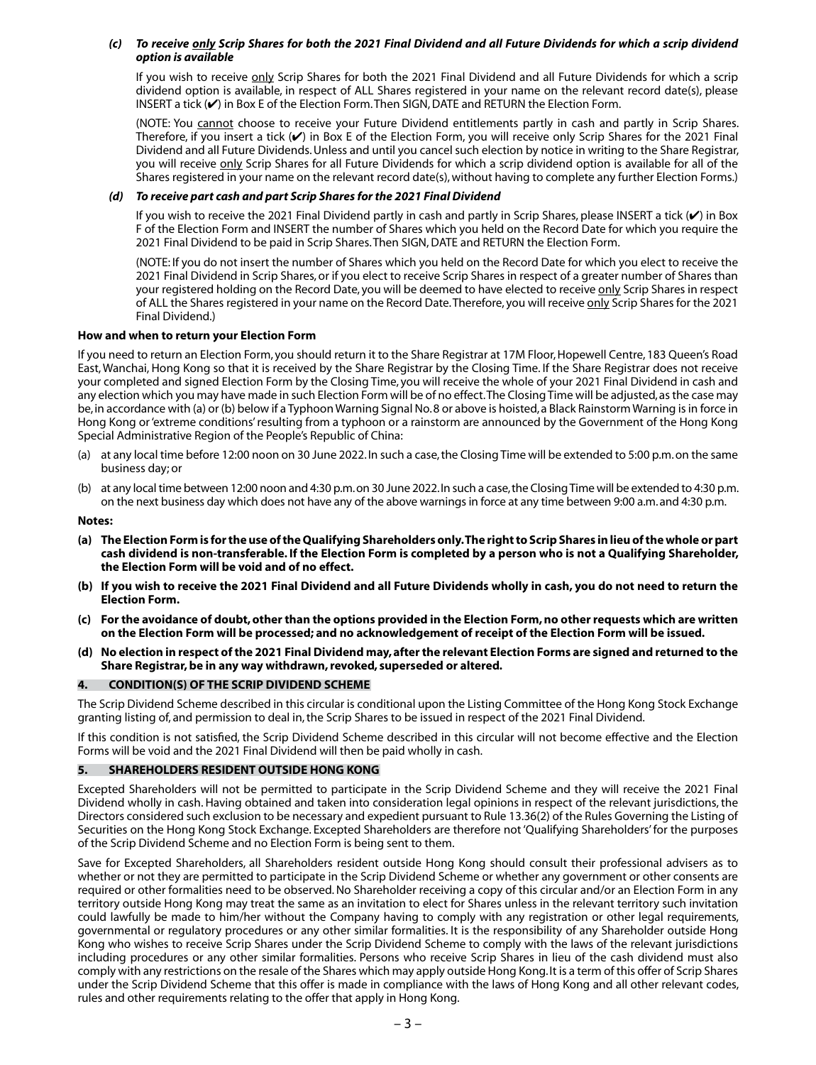*(c)* ***To receive <u>only</u> Scrip Shares for both the 2021 Final Dividend and all Future Dividends for which a scrip dividend option is available***

If you wish to receive <u>only</u> Scrip Shares for both the 2021 Final Dividend and all Future Dividends for which a scrip dividend option is available, in respect of ALL Shares registered in your name on the relevant record date(s), please INSERT a tick (✔) in Box E of the Election Form. Then SIGN, DATE and RETURN the Election Form.

(NOTE: You <u>cannot</u> choose to receive your Future Dividend entitlements partly in cash and partly in Scrip Shares. Therefore, if you insert a tick (✔) in Box E of the Election Form, you will receive only Scrip Shares for the 2021 Final Dividend and all Future Dividends. Unless and until you cancel such election by notice in writing to the Share Registrar, you will receive <u>only</u> Scrip Shares for all Future Dividends for which a scrip dividend option is available for all of the Shares registered in your name on the relevant record date(s), without having to complete any further Election Forms.)

*(d)* ***To receive part cash and part Scrip Shares for the 2021 Final Dividend***

If you wish to receive the 2021 Final Dividend partly in cash and partly in Scrip Shares, please INSERT a tick (✔) in Box F of the Election Form and INSERT the number of Shares which you held on the Record Date for which you require the 2021 Final Dividend to be paid in Scrip Shares. Then SIGN, DATE and RETURN the Election Form.

(NOTE: If you do not insert the number of Shares which you held on the Record Date for which you elect to receive the 2021 Final Dividend in Scrip Shares, or if you elect to receive Scrip Shares in respect of a greater number of Shares than your registered holding on the Record Date, you will be deemed to have elected to receive <u>only</u> Scrip Shares in respect of ALL the Shares registered in your name on the Record Date. Therefore, you will receive <u>only</u> Scrip Shares for the 2021 Final Dividend.)

**How and when to return your Election Form**

If you need to return an Election Form, you should return it to the Share Registrar at 17M Floor, Hopewell Centre, 183 Queen's Road East, Wanchai, Hong Kong so that it is received by the Share Registrar by the Closing Time. If the Share Registrar does not receive your completed and signed Election Form by the Closing Time, you will receive the whole of your 2021 Final Dividend in cash and any election which you may have made in such Election Form will be of no effect. The Closing Time will be adjusted, as the case may be, in accordance with (a) or (b) below if a Typhoon Warning Signal No. 8 or above is hoisted, a Black Rainstorm Warning is in force in Hong Kong or 'extreme conditions' resulting from a typhoon or a rainstorm are announced by the Government of the Hong Kong Special Administrative Region of the People's Republic of China:

(a) at any local time before 12:00 noon on 30 June 2022. In such a case, the Closing Time will be extended to 5:00 p.m. on the same business day; or

(b) at any local time between 12:00 noon and 4:30 p.m. on 30 June 2022. In such a case, the Closing Time will be extended to 4:30 p.m. on the next business day which does not have any of the above warnings in force at any time between 9:00 a.m. and 4:30 p.m.

**Notes:**

**(a) The Election Form is for the use of the Qualifying Shareholders only. The right to Scrip Shares in lieu of the whole or part cash dividend is non-transferable. If the Election Form is completed by a person who is not a Qualifying Shareholder, the Election Form will be void and of no effect.**

**(b) If you wish to receive the 2021 Final Dividend and all Future Dividends wholly in cash, you do not need to return the Election Form.**

**(c) For the avoidance of doubt, other than the options provided in the Election Form, no other requests which are written on the Election Form will be processed; and no acknowledgement of receipt of the Election Form will be issued.**

**(d) No election in respect of the 2021 Final Dividend may, after the relevant Election Forms are signed and returned to the Share Registrar, be in any way withdrawn, revoked, superseded or altered.**

## 4. CONDITION(S) OF THE SCRIP DIVIDEND SCHEME

The Scrip Dividend Scheme described in this circular is conditional upon the Listing Committee of the Hong Kong Stock Exchange granting listing of, and permission to deal in, the Scrip Shares to be issued in respect of the 2021 Final Dividend.

If this condition is not satisfied, the Scrip Dividend Scheme described in this circular will not become effective and the Election Forms will be void and the 2021 Final Dividend will then be paid wholly in cash.

## 5. SHAREHOLDERS RESIDENT OUTSIDE HONG KONG

Excepted Shareholders will not be permitted to participate in the Scrip Dividend Scheme and they will receive the 2021 Final Dividend wholly in cash. Having obtained and taken into consideration legal opinions in respect of the relevant jurisdictions, the Directors considered such exclusion to be necessary and expedient pursuant to Rule 13.36(2) of the Rules Governing the Listing of Securities on the Hong Kong Stock Exchange. Excepted Shareholders are therefore not 'Qualifying Shareholders' for the purposes of the Scrip Dividend Scheme and no Election Form is being sent to them.

Save for Excepted Shareholders, all Shareholders resident outside Hong Kong should consult their professional advisers as to whether or not they are permitted to participate in the Scrip Dividend Scheme or whether any government or other consents are required or other formalities need to be observed. No Shareholder receiving a copy of this circular and/or an Election Form in any territory outside Hong Kong may treat the same as an invitation to elect for Shares unless in the relevant territory such invitation could lawfully be made to him/her without the Company having to comply with any registration or other legal requirements, governmental or regulatory procedures or any other similar formalities. It is the responsibility of any Shareholder outside Hong Kong who wishes to receive Scrip Shares under the Scrip Dividend Scheme to comply with the laws of the relevant jurisdictions including procedures or any other similar formalities. Persons who receive Scrip Shares in lieu of the cash dividend must also comply with any restrictions on the resale of the Shares which may apply outside Hong Kong. It is a term of this offer of Scrip Shares under the Scrip Dividend Scheme that this offer is made in compliance with the laws of Hong Kong and all other relevant codes, rules and other requirements relating to the offer that apply in Hong Kong.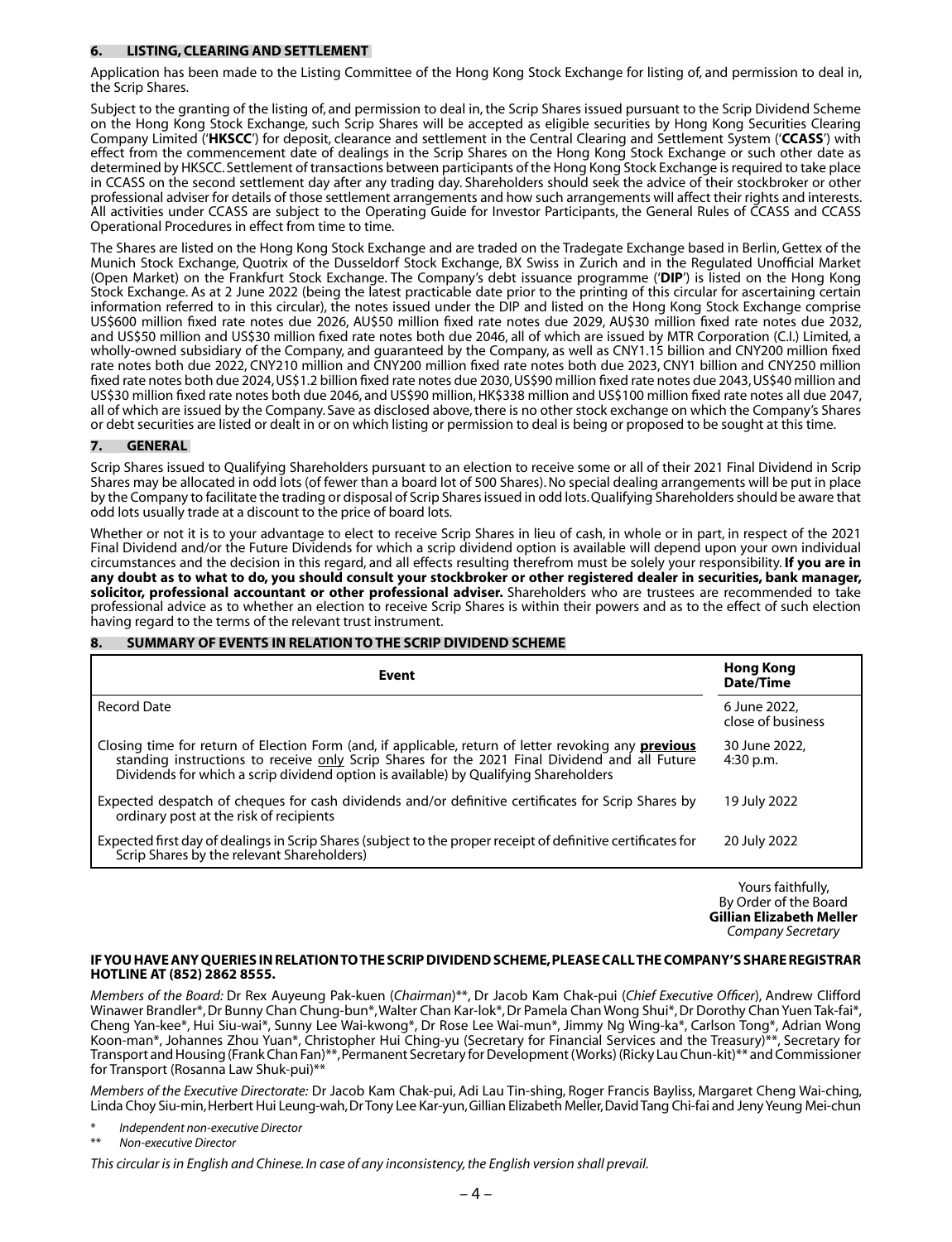## 6. LISTING, CLEARING AND SETTLEMENT

Application has been made to the Listing Committee of the Hong Kong Stock Exchange for listing of, and permission to deal in, the Scrip Shares.

Subject to the granting of the listing of, and permission to deal in, the Scrip Shares issued pursuant to the Scrip Dividend Scheme on the Hong Kong Stock Exchange, such Scrip Shares will be accepted as eligible securities by Hong Kong Securities Clearing Company Limited ('**HKSCC**') for deposit, clearance and settlement in the Central Clearing and Settlement System ('**CCASS**') with effect from the commencement date of dealings in the Scrip Shares on the Hong Kong Stock Exchange or such other date as determined by HKSCC. Settlement of transactions between participants of the Hong Kong Stock Exchange is required to take place in CCASS on the second settlement day after any trading day. Shareholders should seek the advice of their stockbroker or other professional adviser for details of those settlement arrangements and how such arrangements will affect their rights and interests. All activities under CCASS are subject to the Operating Guide for Investor Participants, the General Rules of CCASS and CCASS Operational Procedures in effect from time to time.

The Shares are listed on the Hong Kong Stock Exchange and are traded on the Tradegate Exchange based in Berlin, Gettex of the Munich Stock Exchange, Quotrix of the Dusseldorf Stock Exchange, BX Swiss in Zurich and in the Regulated Unofficial Market (Open Market) on the Frankfurt Stock Exchange. The Company's debt issuance programme ('**DIP**') is listed on the Hong Kong Stock Exchange. As at 2 June 2022 (being the latest practicable date prior to the printing of this circular for ascertaining certain information referred to in this circular), the notes issued under the DIP and listed on the Hong Kong Stock Exchange comprise US$600 million fixed rate notes due 2026, AU$50 million fixed rate notes due 2029, AU$30 million fixed rate notes due 2032, and US$50 million and US$30 million fixed rate notes both due 2046, all of which are issued by MTR Corporation (C.I.) Limited, a wholly-owned subsidiary of the Company, and guaranteed by the Company, as well as CNY1.15 billion and CNY200 million fixed rate notes both due 2022, CNY210 million and CNY200 million fixed rate notes both due 2023, CNY1 billion and CNY250 million fixed rate notes both due 2024, US$1.2 billion fixed rate notes due 2030, US$90 million fixed rate notes due 2043, US$40 million and US$30 million fixed rate notes both due 2046, and US$90 million, HK$338 million and US$100 million fixed rate notes all due 2047, all of which are issued by the Company. Save as disclosed above, there is no other stock exchange on which the Company's Shares or debt securities are listed or dealt in or on which listing or permission to deal is being or proposed to be sought at this time.

## 7. GENERAL

Scrip Shares issued to Qualifying Shareholders pursuant to an election to receive some or all of their 2021 Final Dividend in Scrip Shares may be allocated in odd lots (of fewer than a board lot of 500 Shares). No special dealing arrangements will be put in place by the Company to facilitate the trading or disposal of Scrip Shares issued in odd lots. Qualifying Shareholders should be aware that odd lots usually trade at a discount to the price of board lots.

Whether or not it is to your advantage to elect to receive Scrip Shares in lieu of cash, in whole or in part, in respect of the 2021 Final Dividend and/or the Future Dividends for which a scrip dividend option is available will depend upon your own individual circumstances and the decision in this regard, and all effects resulting therefrom must be solely your responsibility. **If you are in any doubt as to what to do, you should consult your stockbroker or other registered dealer in securities, bank manager, solicitor, professional accountant or other professional adviser.** Shareholders who are trustees are recommended to take professional advice as to whether an election to receive Scrip Shares is within their powers and as to the effect of such election having regard to the terms of the relevant trust instrument.

## 8. SUMMARY OF EVENTS IN RELATION TO THE SCRIP DIVIDEND SCHEME

| Event | Hong Kong Date/Time |
|---|---|
| Record Date | 6 June 2022, close of business |
| Closing time for return of Election Form (and, if applicable, return of letter revoking any **previous** standing instructions to receive only Scrip Shares for the 2021 Final Dividend and all Future Dividends for which a scrip dividend option is available) by Qualifying Shareholders | 30 June 2022, 4:30 p.m. |
| Expected despatch of cheques for cash dividends and/or definitive certificates for Scrip Shares by ordinary post at the risk of recipients | 19 July 2022 |
| Expected first day of dealings in Scrip Shares (subject to the proper receipt of definitive certificates for Scrip Shares by the relevant Shareholders) | 20 July 2022 |

Yours faithfully,
By Order of the Board
**Gillian Elizabeth Meller**
*Company Secretary*

**IF YOU HAVE ANY QUERIES IN RELATION TO THE SCRIP DIVIDEND SCHEME, PLEASE CALL THE COMPANY'S SHARE REGISTRAR HOTLINE AT (852) 2862 8555.**

*Members of the Board:* Dr Rex Auyeung Pak-kuen (*Chairman*)**, Dr Jacob Kam Chak-pui (*Chief Executive Officer*), Andrew Clifford Winawer Brandler*, Dr Bunny Chan Chung-bun*, Walter Chan Kar-lok*, Dr Pamela Chan Wong Shui*, Dr Dorothy Chan Yuen Tak-fai*, Cheng Yan-kee*, Hui Siu-wai*, Sunny Lee Wai-kwong*, Dr Rose Lee Wai-mun*, Jimmy Ng Wing-ka*, Carlson Tong*, Adrian Wong Koon-man*, Johannes Zhou Yuan*, Christopher Hui Ching-yu (Secretary for Financial Services and the Treasury)**, Secretary for Transport and Housing (Frank Chan Fan)**, Permanent Secretary for Development (Works) (Ricky Lau Chun-kit)** and Commissioner for Transport (Rosanna Law Shuk-pui)**

*Members of the Executive Directorate:* Dr Jacob Kam Chak-pui, Adi Lau Tin-shing, Roger Francis Bayliss, Margaret Cheng Wai-ching, Linda Choy Siu-min, Herbert Hui Leung-wah, Dr Tony Lee Kar-yun, Gillian Elizabeth Meller, David Tang Chi-fai and Jeny Yeung Mei-chun

\* *Independent non-executive Director*

** *Non-executive Director*

*This circular is in English and Chinese. In case of any inconsistency, the English version shall prevail.*